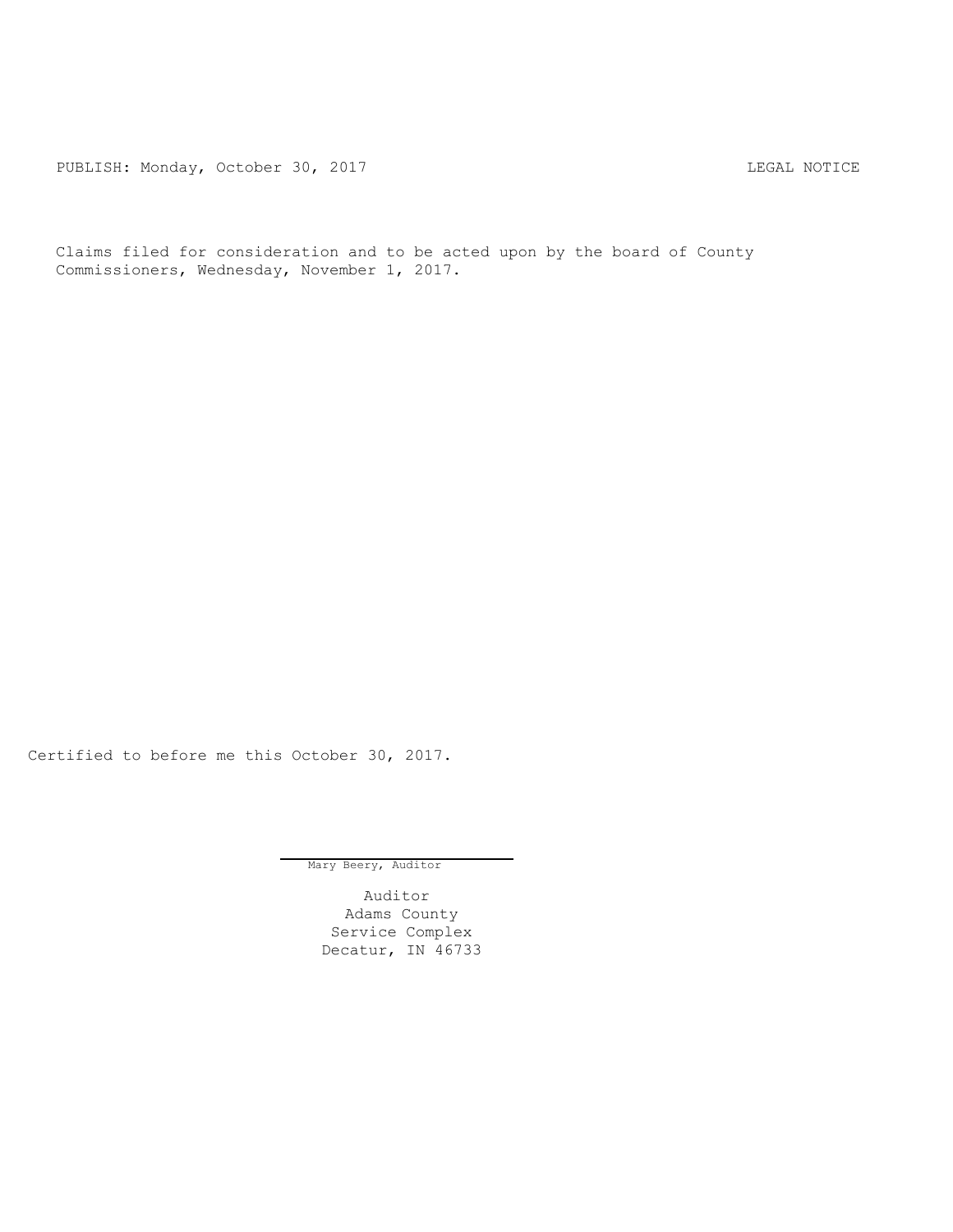PUBLISH: Monday, October 30, 2017 LEGAL NOTICE

Claims filed for consideration and to be acted upon by the board of County Commissioners, Wednesday, November 1, 2017.

Certified to before me this October 30, 2017.

Mary Beery, Auditor

Auditor
Adams County
Service Complex
Decatur, IN 46733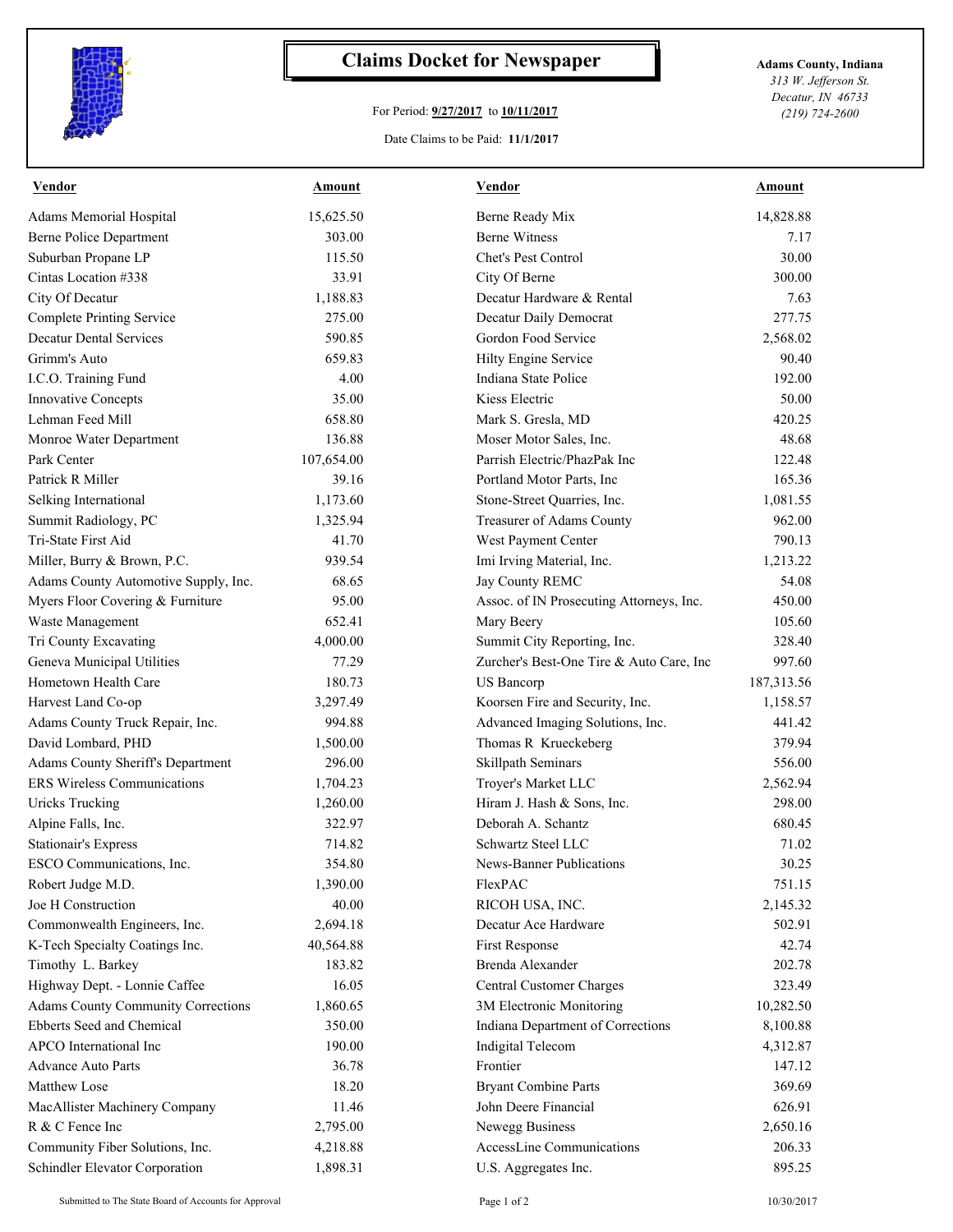# Claims Docket for Newspaper

For Period: **9/27/2017** to **10/11/2017**

Date Claims to be Paid: **11/1/2017**

**Adams County, Indiana**
*313 W. Jefferson St.*
*Decatur, IN 46733*
*(219) 724-2600*

| Vendor | Amount | Vendor | Amount |
|---|---|---|---|
| Adams Memorial Hospital | 15,625.50 | Berne Ready Mix | 14,828.88 |
| Berne Police Department | 303.00 | Berne Witness | 7.17 |
| Suburban Propane LP | 115.50 | Chet's Pest Control | 30.00 |
| Cintas Location #338 | 33.91 | City Of Berne | 300.00 |
| City Of Decatur | 1,188.83 | Decatur Hardware & Rental | 7.63 |
| Complete Printing Service | 275.00 | Decatur Daily Democrat | 277.75 |
| Decatur Dental Services | 590.85 | Gordon Food Service | 2,568.02 |
| Grimm's Auto | 659.83 | Hilty Engine Service | 90.40 |
| I.C.O. Training Fund | 4.00 | Indiana State Police | 192.00 |
| Innovative Concepts | 35.00 | Kiess Electric | 50.00 |
| Lehman Feed Mill | 658.80 | Mark S. Gresla, MD | 420.25 |
| Monroe Water Department | 136.88 | Moser Motor Sales, Inc. | 48.68 |
| Park Center | 107,654.00 | Parrish Electric/PhazPak Inc | 122.48 |
| Patrick R Miller | 39.16 | Portland Motor Parts, Inc | 165.36 |
| Selking International | 1,173.60 | Stone-Street Quarries, Inc. | 1,081.55 |
| Summit Radiology, PC | 1,325.94 | Treasurer of Adams County | 962.00 |
| Tri-State First Aid | 41.70 | West Payment Center | 790.13 |
| Miller, Burry & Brown, P.C. | 939.54 | Imi Irving Material, Inc. | 1,213.22 |
| Adams County Automotive Supply, Inc. | 68.65 | Jay County REMC | 54.08 |
| Myers Floor Covering & Furniture | 95.00 | Assoc. of IN Prosecuting Attorneys, Inc. | 450.00 |
| Waste Management | 652.41 | Mary Beery | 105.60 |
| Tri County Excavating | 4,000.00 | Summit City Reporting, Inc. | 328.40 |
| Geneva Municipal Utilities | 77.29 | Zurcher's Best-One Tire & Auto Care, Inc | 997.60 |
| Hometown Health Care | 180.73 | US Bancorp | 187,313.56 |
| Harvest Land Co-op | 3,297.49 | Koorsen Fire and Security, Inc. | 1,158.57 |
| Adams County Truck Repair, Inc. | 994.88 | Advanced Imaging Solutions, Inc. | 441.42 |
| David Lombard, PHD | 1,500.00 | Thomas R Krueckeberg | 379.94 |
| Adams County Sheriff's Department | 296.00 | Skillpath Seminars | 556.00 |
| ERS Wireless Communications | 1,704.23 | Troyer's Market LLC | 2,562.94 |
| Uricks Trucking | 1,260.00 | Hiram J. Hash & Sons, Inc. | 298.00 |
| Alpine Falls, Inc. | 322.97 | Deborah A. Schantz | 680.45 |
| Stationair's Express | 714.82 | Schwartz Steel LLC | 71.02 |
| ESCO Communications, Inc. | 354.80 | News-Banner Publications | 30.25 |
| Robert Judge M.D. | 1,390.00 | FlexPAC | 751.15 |
| Joe H Construction | 40.00 | RICOH USA, INC. | 2,145.32 |
| Commonwealth Engineers, Inc. | 2,694.18 | Decatur Ace Hardware | 502.91 |
| K-Tech Specialty Coatings Inc. | 40,564.88 | First Response | 42.74 |
| Timothy L. Barkey | 183.82 | Brenda Alexander | 202.78 |
| Highway Dept. - Lonnie Caffee | 16.05 | Central Customer Charges | 323.49 |
| Adams County Community Corrections | 1,860.65 | 3M Electronic Monitoring | 10,282.50 |
| Ebberts Seed and Chemical | 350.00 | Indiana Department of Corrections | 8,100.88 |
| APCO International Inc | 190.00 | Indigital Telecom | 4,312.87 |
| Advance Auto Parts | 36.78 | Frontier | 147.12 |
| Matthew Lose | 18.20 | Bryant Combine Parts | 369.69 |
| MacAllister Machinery Company | 11.46 | John Deere Financial | 626.91 |
| R & C Fence Inc | 2,795.00 | Newegg Business | 2,650.16 |
| Community Fiber Solutions, Inc. | 4,218.88 | AccessLine Communications | 206.33 |
| Schindler Elevator Corporation | 1,898.31 | U.S. Aggregates Inc. | 895.25 |

Submitted to The State Board of Accounts for Approval

10/30/2017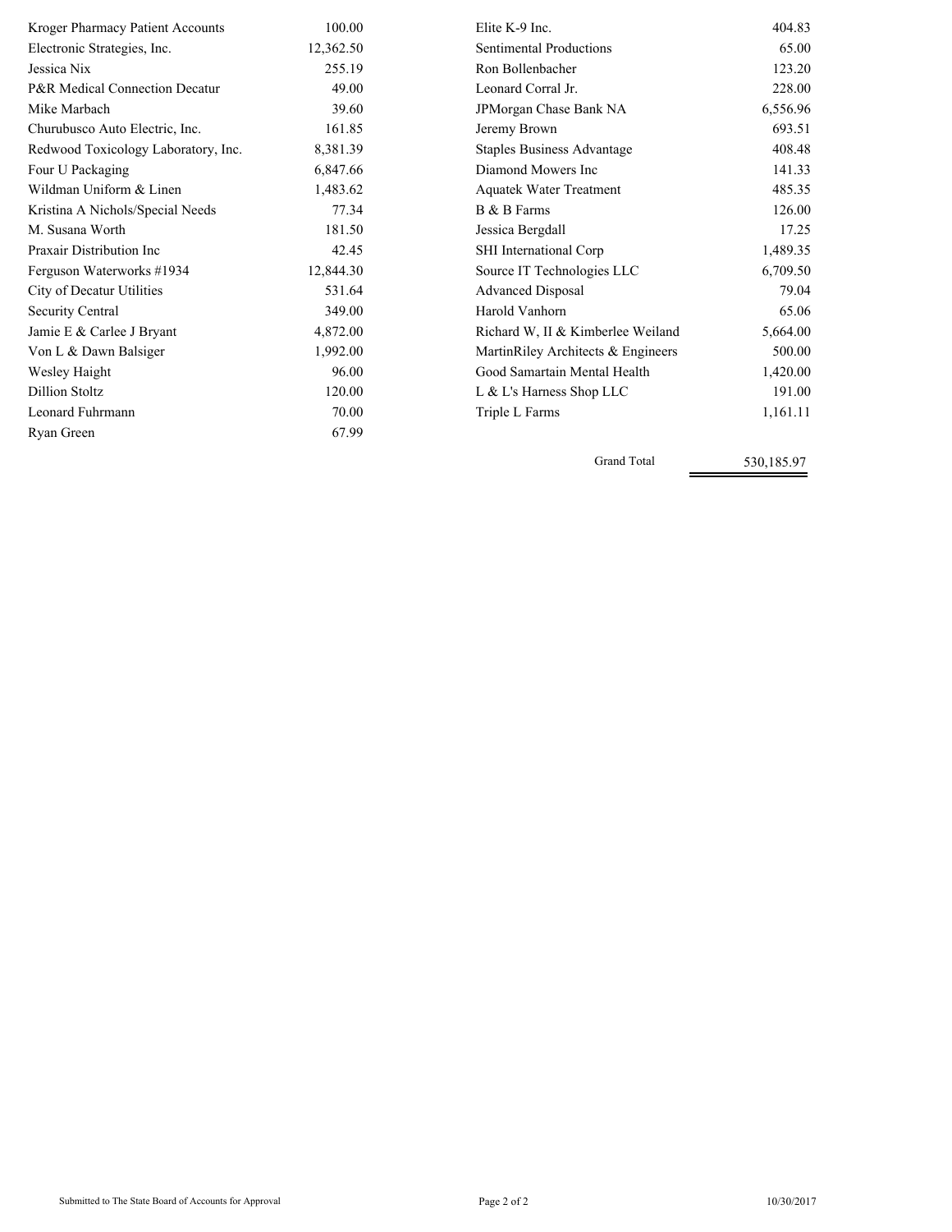| | |
|---|---|
| Kroger Pharmacy Patient Accounts | 100.00 |
| Electronic Strategies, Inc. | 12,362.50 |
| Jessica Nix | 255.19 |
| P&R Medical Connection Decatur | 49.00 |
| Mike Marbach | 39.60 |
| Churubusco Auto Electric, Inc. | 161.85 |
| Redwood Toxicology Laboratory, Inc. | 8,381.39 |
| Four U Packaging | 6,847.66 |
| Wildman Uniform & Linen | 1,483.62 |
| Kristina A Nichols/Special Needs | 77.34 |
| M. Susana Worth | 181.50 |
| Praxair Distribution Inc | 42.45 |
| Ferguson Waterworks #1934 | 12,844.30 |
| City of Decatur Utilities | 531.64 |
| Security Central | 349.00 |
| Jamie E & Carlee J Bryant | 4,872.00 |
| Von L & Dawn Balsiger | 1,992.00 |
| Wesley Haight | 96.00 |
| Dillion Stoltz | 120.00 |
| Leonard Fuhrmann | 70.00 |
| Ryan Green | 67.99 |
| Elite K-9 Inc. | 404.83 |
| Sentimental Productions | 65.00 |
| Ron Bollenbacher | 123.20 |
| Leonard Corral Jr. | 228.00 |
| JPMorgan Chase Bank NA | 6,556.96 |
| Jeremy Brown | 693.51 |
| Staples Business Advantage | 408.48 |
| Diamond Mowers Inc | 141.33 |
| Aquatek Water Treatment | 485.35 |
| B & B Farms | 126.00 |
| Jessica Bergdall | 17.25 |
| SHI International Corp | 1,489.35 |
| Source IT Technologies LLC | 6,709.50 |
| Advanced Disposal | 79.04 |
| Harold Vanhorn | 65.06 |
| Richard W, II & Kimberlee Weiland | 5,664.00 |
| MartinRiley Architects & Engineers | 500.00 |
| Good Samartain Mental Health | 1,420.00 |
| L & L's Harness Shop LLC | 191.00 |
| Triple L Farms | 1,161.11 |
| Grand Total | 530,185.97 |

Submitted to The State Board of Accounts for Approval

10/30/2017